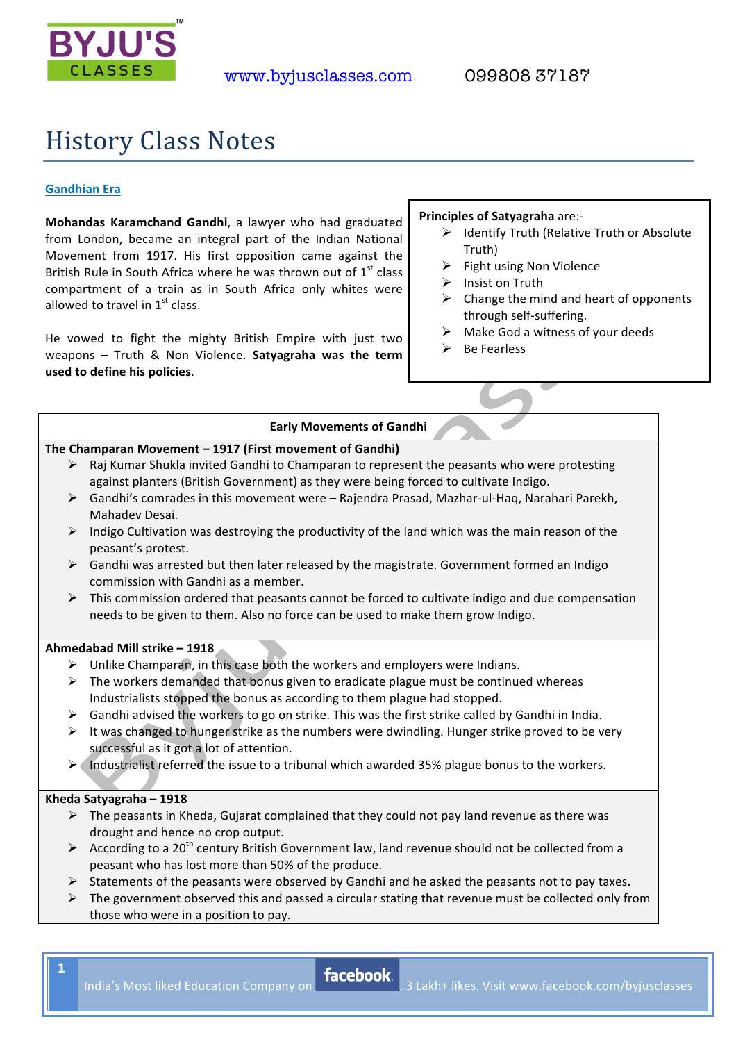# History Class Notes

## Gandhian Era

**Mohandas Karamchand Gandhi**, a lawyer who had graduated from London, became an integral part of the Indian National Movement from 1917. His first opposition came against the British Rule in South Africa where he was thrown out of 1st class compartment of a train as in South Africa only whites were allowed to travel in 1st class.

He vowed to fight the mighty British Empire with just two weapons – Truth & Non Violence. **Satyagraha was the term used to define his policies**.

**Principles of Satyagraha** are:-

- Identify Truth (Relative Truth or Absolute Truth)
- Fight using Non Violence
- Insist on Truth
- Change the mind and heart of opponents through self-suffering.
- Make God a witness of your deeds
- Be Fearless

### Early Movements of Gandhi

**The Champaran Movement – 1917 (First movement of Gandhi)**

- Raj Kumar Shukla invited Gandhi to Champaran to represent the peasants who were protesting against planters (British Government) as they were being forced to cultivate Indigo.
- Gandhi's comrades in this movement were – Rajendra Prasad, Mazhar-ul-Haq, Narahari Parekh, Mahadev Desai.
- Indigo Cultivation was destroying the productivity of the land which was the main reason of the peasant's protest.
- Gandhi was arrested but then later released by the magistrate. Government formed an Indigo commission with Gandhi as a member.
- This commission ordered that peasants cannot be forced to cultivate indigo and due compensation needs to be given to them. Also no force can be used to make them grow Indigo.

**Ahmedabad Mill strike – 1918**

- Unlike Champaran, in this case both the workers and employers were Indians.
- The workers demanded that bonus given to eradicate plague must be continued whereas Industrialists stopped the bonus as according to them plague had stopped.
- Gandhi advised the workers to go on strike. This was the first strike called by Gandhi in India.
- It was changed to hunger strike as the numbers were dwindling. Hunger strike proved to be very successful as it got a lot of attention.
- Industrialist referred the issue to a tribunal which awarded 35% plague bonus to the workers.

**Kheda Satyagraha – 1918**

- The peasants in Kheda, Gujarat complained that they could not pay land revenue as there was drought and hence no crop output.
- According to a 20th century British Government law, land revenue should not be collected from a peasant who has lost more than 50% of the produce.
- Statements of the peasants were observed by Gandhi and he asked the peasants not to pay taxes.
- The government observed this and passed a circular stating that revenue must be collected only from those who were in a position to pay.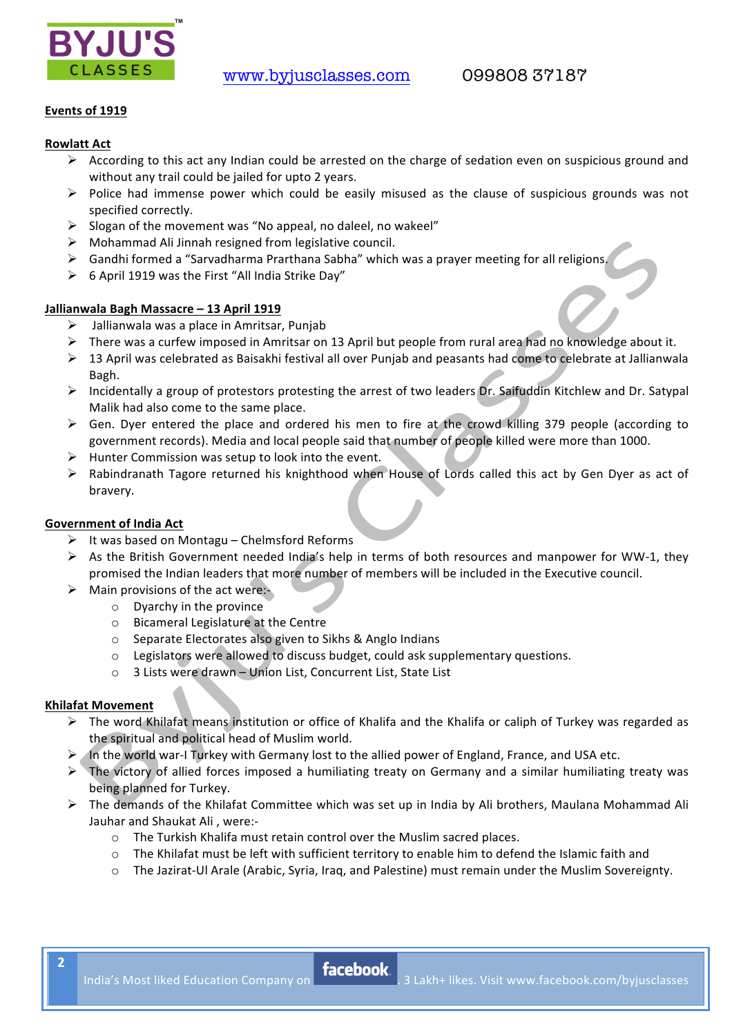**Events of 1919**

**Rowlatt Act**

- According to this act any Indian could be arrested on the charge of sedation even on suspicious ground and without any trail could be jailed for upto 2 years.
- Police had immense power which could be easily misused as the clause of suspicious grounds was not specified correctly.
- Slogan of the movement was "No appeal, no daleel, no wakeel"
- Mohammad Ali Jinnah resigned from legislative council.
- Gandhi formed a "Sarvadharma Prarthana Sabha" which was a prayer meeting for all religions.
- 6 April 1919 was the First "All India Strike Day"

**Jallianwala Bagh Massacre – 13 April 1919**

- Jallianwala was a place in Amritsar, Punjab
- There was a curfew imposed in Amritsar on 13 April but people from rural area had no knowledge about it.
- 13 April was celebrated as Baisakhi festival all over Punjab and peasants had come to celebrate at Jallianwala Bagh.
- Incidentally a group of protestors protesting the arrest of two leaders Dr. Saifuddin Kitchlew and Dr. Satypal Malik had also come to the same place.
- Gen. Dyer entered the place and ordered his men to fire at the crowd killing 379 people (according to government records). Media and local people said that number of people killed were more than 1000.
- Hunter Commission was setup to look into the event.
- Rabindranath Tagore returned his knighthood when House of Lords called this act by Gen Dyer as act of bravery.

**Government of India Act**

- It was based on Montagu – Chelmsford Reforms
- As the British Government needed India's help in terms of both resources and manpower for WW-1, they promised the Indian leaders that more number of members will be included in the Executive council.
- Main provisions of the act were:-
  - Dyarchy in the province
  - Bicameral Legislature at the Centre
  - Separate Electorates also given to Sikhs & Anglo Indians
  - Legislators were allowed to discuss budget, could ask supplementary questions.
  - 3 Lists were drawn – Union List, Concurrent List, State List

**Khilafat Movement**

- The word Khilafat means institution or office of Khalifa and the Khalifa or caliph of Turkey was regarded as the spiritual and political head of Muslim world.
- In the world war-I Turkey with Germany lost to the allied power of England, France, and USA etc.
- The victory of allied forces imposed a humiliating treaty on Germany and a similar humiliating treaty was being planned for Turkey.
- The demands of the Khilafat Committee which was set up in India by Ali brothers, Maulana Mohammad Ali Jauhar and Shaukat Ali , were:-
  - The Turkish Khalifa must retain control over the Muslim sacred places.
  - The Khilafat must be left with sufficient territory to enable him to defend the Islamic faith and
  - The Jazirat-Ul Arale (Arabic, Syria, Iraq, and Palestine) must remain under the Muslim Sovereignty.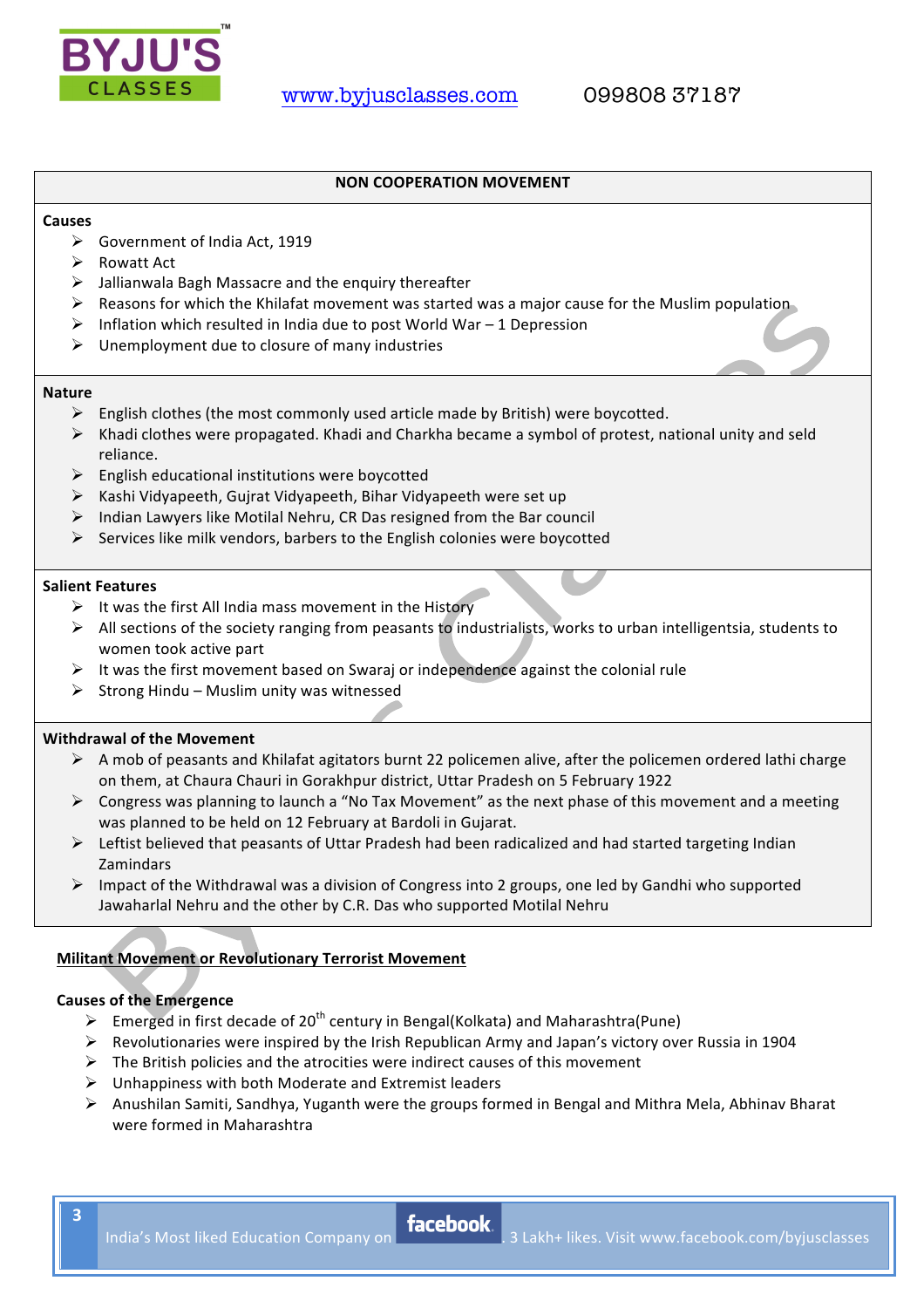## NON COOPERATION MOVEMENT

**Causes**

- Government of India Act, 1919
- Rowatt Act
- Jallianwala Bagh Massacre and the enquiry thereafter
- Reasons for which the Khilafat movement was started was a major cause for the Muslim population
- Inflation which resulted in India due to post World War – 1 Depression
- Unemployment due to closure of many industries

**Nature**

- English clothes (the most commonly used article made by British) were boycotted.
- Khadi clothes were propagated. Khadi and Charkha became a symbol of protest, national unity and seld reliance.
- English educational institutions were boycotted
- Kashi Vidyapeeth, Gujrat Vidyapeeth, Bihar Vidyapeeth were set up
- Indian Lawyers like Motilal Nehru, CR Das resigned from the Bar council
- Services like milk vendors, barbers to the English colonies were boycotted

**Salient Features**

- It was the first All India mass movement in the History
- All sections of the society ranging from peasants to industrialists, works to urban intelligentsia, students to women took active part
- It was the first movement based on Swaraj or independence against the colonial rule
- Strong Hindu – Muslim unity was witnessed

**Withdrawal of the Movement**

- A mob of peasants and Khilafat agitators burnt 22 policemen alive, after the policemen ordered lathi charge on them, at Chaura Chauri in Gorakhpur district, Uttar Pradesh on 5 February 1922
- Congress was planning to launch a "No Tax Movement" as the next phase of this movement and a meeting was planned to be held on 12 February at Bardoli in Gujarat.
- Leftist believed that peasants of Uttar Pradesh had been radicalized and had started targeting Indian Zamindars
- Impact of the Withdrawal was a division of Congress into 2 groups, one led by Gandhi who supported Jawaharlal Nehru and the other by C.R. Das who supported Motilal Nehru

## Militant Movement or Revolutionary Terrorist Movement

**Causes of the Emergence**

- Emerged in first decade of 20th century in Bengal(Kolkata) and Maharashtra(Pune)
- Revolutionaries were inspired by the Irish Republican Army and Japan's victory over Russia in 1904
- The British policies and the atrocities were indirect causes of this movement
- Unhappiness with both Moderate and Extremist leaders
- Anushilan Samiti, Sandhya, Yuganth were the groups formed in Bengal and Mithra Mela, Abhinav Bharat were formed in Maharashtra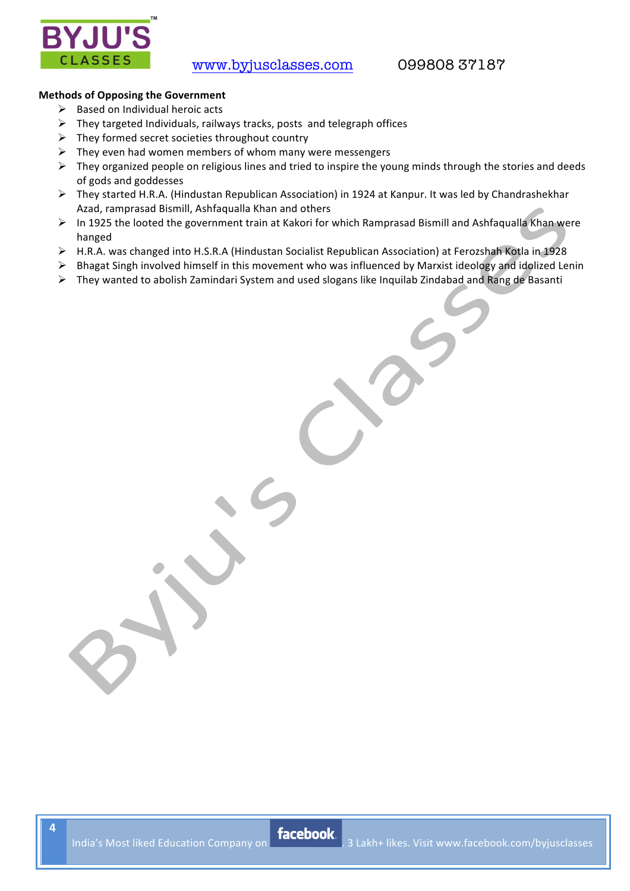**Methods of Opposing the Government**

- Based on Individual heroic acts
- They targeted Individuals, railways tracks, posts and telegraph offices
- They formed secret societies throughout country
- They even had women members of whom many were messengers
- They organized people on religious lines and tried to inspire the young minds through the stories and deeds of gods and goddesses
- They started H.R.A. (Hindustan Republican Association) in 1924 at Kanpur. It was led by Chandrashekhar Azad, ramprasad Bismill, Ashfaqualla Khan and others
- In 1925 the looted the government train at Kakori for which Ramprasad Bismill and Ashfaqualla Khan were hanged
- H.R.A. was changed into H.S.R.A (Hindustan Socialist Republican Association) at Ferozshah Kotla in 1928
- Bhagat Singh involved himself in this movement who was influenced by Marxist ideology and idolized Lenin
- They wanted to abolish Zamindari System and used slogans like Inquilab Zindabad and Rang de Basanti